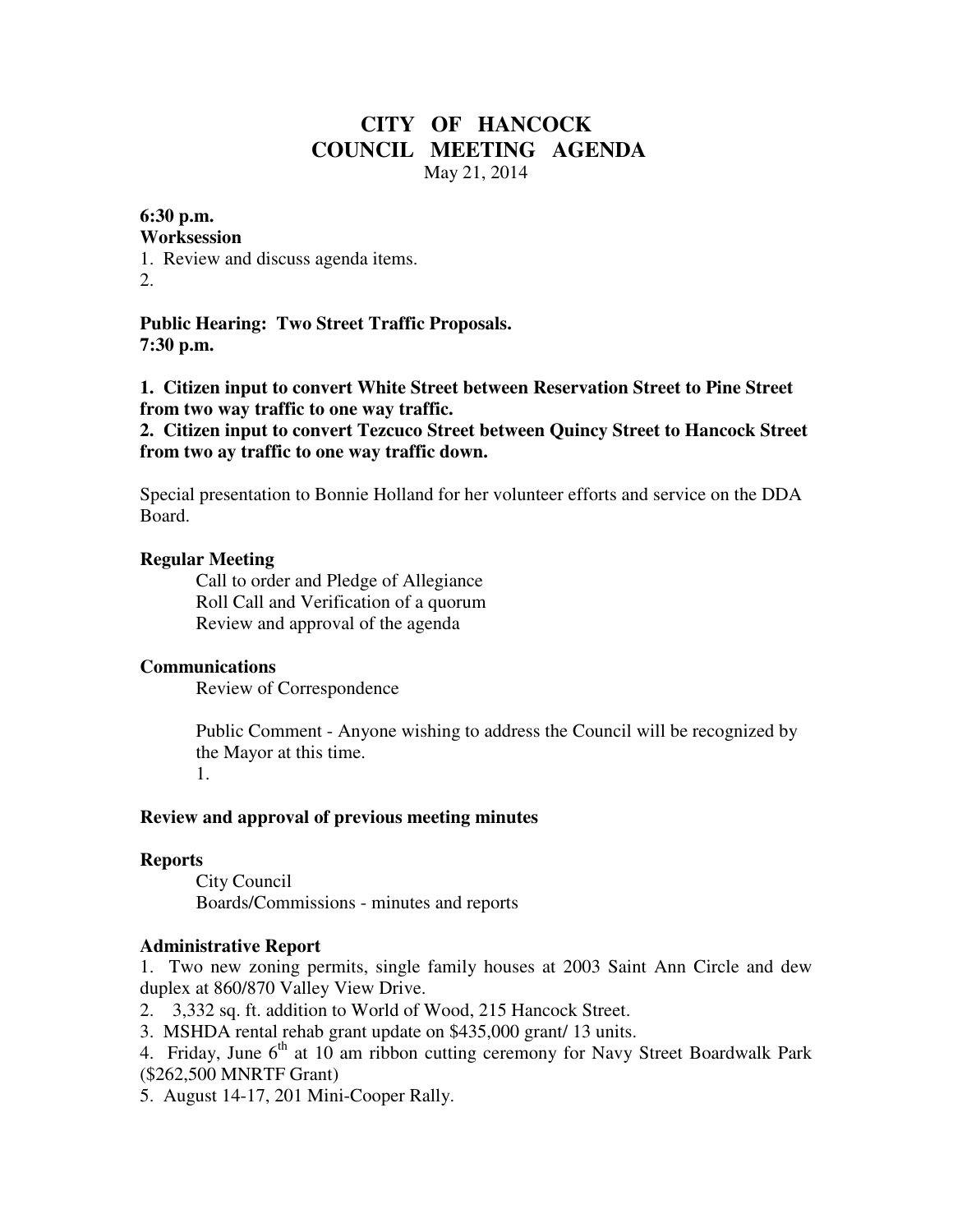# CITY OF HANCOCK
# COUNCIL MEETING AGENDA

May 21, 2014

**6:30 p.m.**
**Worksession**

1. Review and discuss agenda items.
2.

**Public Hearing: Two Street Traffic Proposals.**
**7:30 p.m.**

**1. Citizen input to convert White Street between Reservation Street to Pine Street from two way traffic to one way traffic.**
**2. Citizen input to convert Tezcuco Street between Quincy Street to Hancock Street from two ay traffic to one way traffic down.**

Special presentation to Bonnie Holland for her volunteer efforts and service on the DDA Board.

**Regular Meeting**

Call to order and Pledge of Allegiance
Roll Call and Verification of a quorum
Review and approval of the agenda

**Communications**

Review of Correspondence

Public Comment - Anyone wishing to address the Council will be recognized by the Mayor at this time.
1.

**Review and approval of previous meeting minutes**

**Reports**

City Council
Boards/Commissions - minutes and reports

**Administrative Report**

1. Two new zoning permits, single family houses at 2003 Saint Ann Circle and dew duplex at 860/870 Valley View Drive.
2. 3,332 sq. ft. addition to World of Wood, 215 Hancock Street.
3. MSHDA rental rehab grant update on $435,000 grant/ 13 units.
4. Friday, June 6th at 10 am ribbon cutting ceremony for Navy Street Boardwalk Park ($262,500 MNRTF Grant)
5. August 14-17, 201 Mini-Cooper Rally.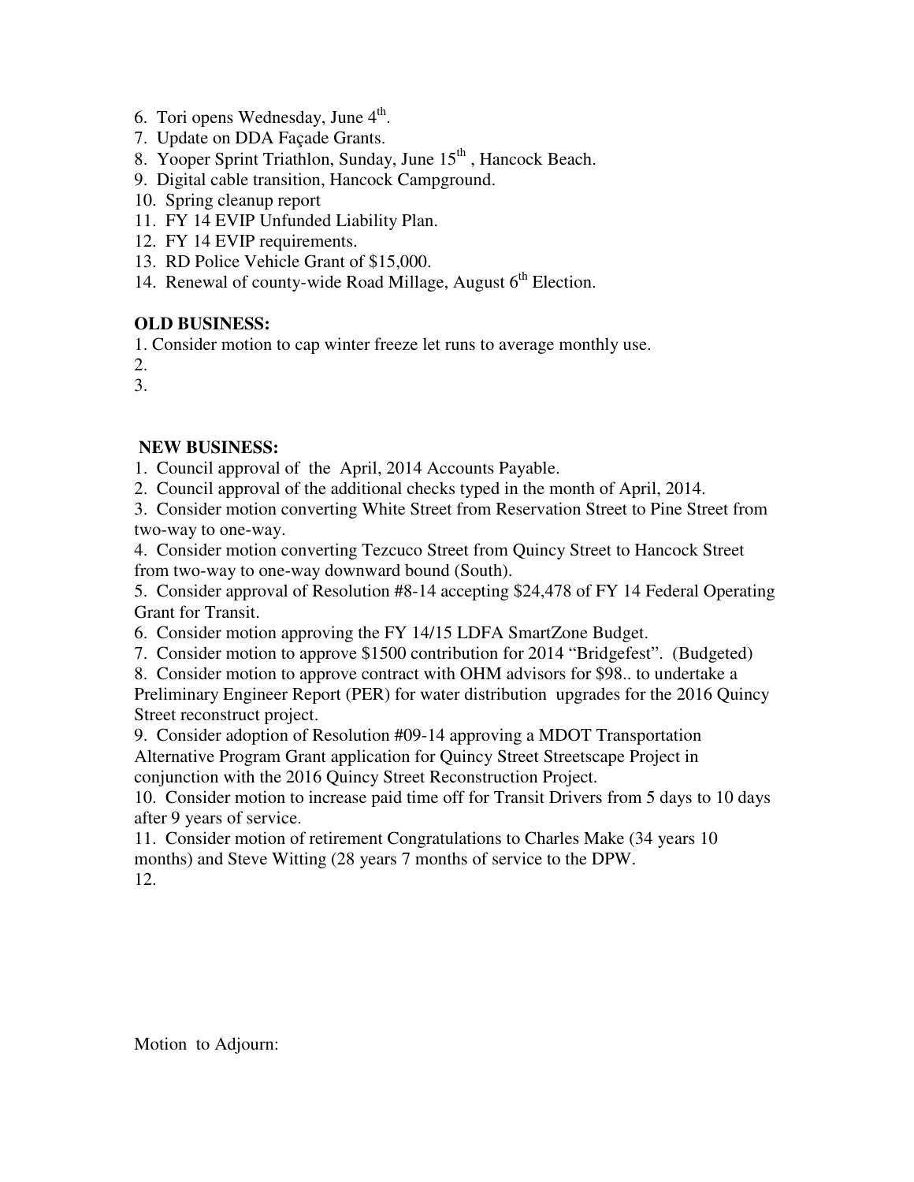6. Tori opens Wednesday, June 4th.
7. Update on DDA Façade Grants.
8. Yooper Sprint Triathlon, Sunday, June 15th , Hancock Beach.
9. Digital cable transition, Hancock Campground.
10. Spring cleanup report
11. FY 14 EVIP Unfunded Liability Plan.
12. FY 14 EVIP requirements.
13. RD Police Vehicle Grant of $15,000.
14. Renewal of county-wide Road Millage, August 6th Election.

**OLD BUSINESS:**

1. Consider motion to cap winter freeze let runs to average monthly use.
2.
3.

**NEW BUSINESS:**

1. Council approval of the April, 2014 Accounts Payable.
2. Council approval of the additional checks typed in the month of April, 2014.
3. Consider motion converting White Street from Reservation Street to Pine Street from two-way to one-way.
4. Consider motion converting Tezcuco Street from Quincy Street to Hancock Street from two-way to one-way downward bound (South).
5. Consider approval of Resolution #8-14 accepting $24,478 of FY 14 Federal Operating Grant for Transit.
6. Consider motion approving the FY 14/15 LDFA SmartZone Budget.
7. Consider motion to approve $1500 contribution for 2014 "Bridgefest". (Budgeted)
8. Consider motion to approve contract with OHM advisors for $98.. to undertake a Preliminary Engineer Report (PER) for water distribution upgrades for the 2016 Quincy Street reconstruct project.
9. Consider adoption of Resolution #09-14 approving a MDOT Transportation Alternative Program Grant application for Quincy Street Streetscape Project in conjunction with the 2016 Quincy Street Reconstruction Project.
10. Consider motion to increase paid time off for Transit Drivers from 5 days to 10 days after 9 years of service.
11. Consider motion of retirement Congratulations to Charles Make (34 years 10 months) and Steve Witting (28 years 7 months of service to the DPW.
12.

Motion to Adjourn: